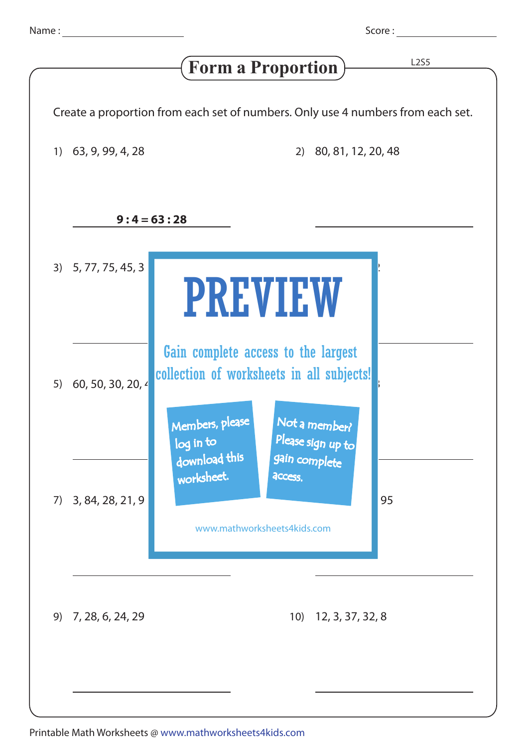Name : ______________________ Score : ________________

# Form a Proportion

L2S5

Create a proportion from each set of numbers. Only use 4 numbers from each set.

1) 63, 9, 99, 4, 28

**9 : 4 = 63 : 28**

2) 80, 81, 12, 20, 48

______________________

3) 5, 77, 75, 45, 3

______________________

4) ______________________

5) 60, 50, 30, 20, 4

______________________

6) ______________________

PREVIEW

Gain complete access to the largest collection of worksheets in all subjects!

Members, please log in to download this worksheet.

Not a member? Please sign up to gain complete access.

www.mathworksheets4kids.com

7) 3, 84, 28, 21, 9

______________________

8) 95

______________________

9) 7, 28, 6, 24, 29

______________________

10) 12, 3, 37, 32, 8

______________________

Printable Math Worksheets @ www.mathworksheets4kids.com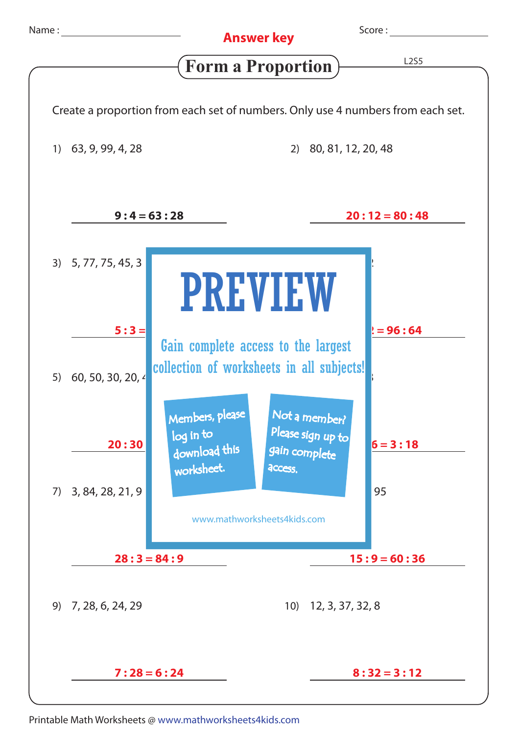Name : ______________________ **Answer key** Score : ______________________

# Form a Proportion

L2S5

Create a proportion from each set of numbers. Only use 4 numbers from each set.

1) 63, 9, 99, 4, 28

**9 : 4 = 63 : 28**

2) 80, 81, 12, 20, 48

**20 : 12 = 80 : 48**

3) 5, 77, 75, 45, 3

**5 : 3 =**

4)

**= 96 : 64**

5) 60, 50, 30, 20,

**20 : 30**

6)

**6 = 3 : 18**

7) 3, 84, 28, 21, 9

**28 : 3 = 84 : 9**

8) 95

**15 : 9 = 60 : 36**

9) 7, 28, 6, 24, 29

**7 : 28 = 6 : 24**

10) 12, 3, 37, 32, 8

**8 : 32 = 3 : 12**

PREVIEW

Gain complete access to the largest collection of worksheets in all subjects!

Members, please log in to download this worksheet.

Not a member? Please sign up to gain complete access.

www.mathworksheets4kids.com

Printable Math Worksheets @ www.mathworksheets4kids.com